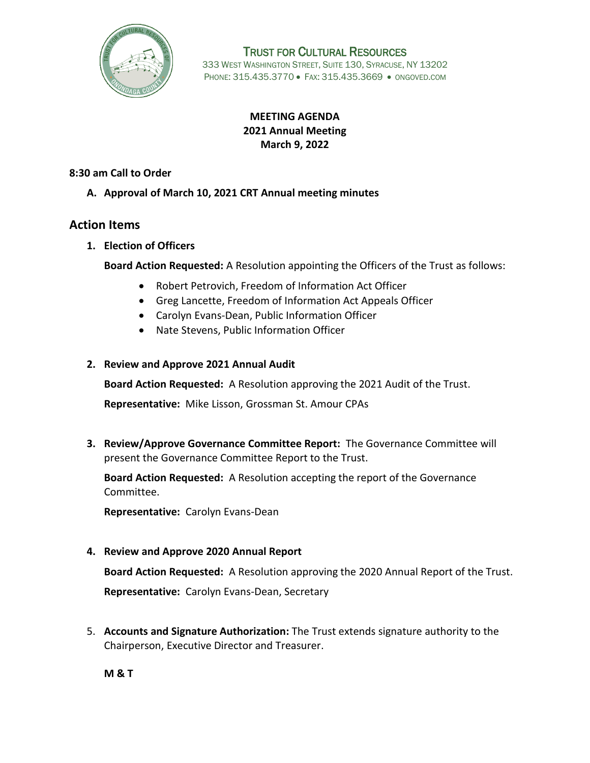# Trust for Cultural Resources

333 West Washington Street, Suite 130, Syracuse, NY 13202
Phone: 315.435.3770 • Fax: 315.435.3669 • ongoved.com

**MEETING AGENDA**
**2021 Annual Meeting**
**March 9, 2022**

**8:30 am Call to Order**

**A. Approval of March 10, 2021 CRT Annual meeting minutes**

## Action Items

1. **Election of Officers**

   **Board Action Requested:** A Resolution appointing the Officers of the Trust as follows:

   - Robert Petrovich, Freedom of Information Act Officer
   - Greg Lancette, Freedom of Information Act Appeals Officer
   - Carolyn Evans-Dean, Public Information Officer
   - Nate Stevens, Public Information Officer

2. **Review and Approve 2021 Annual Audit**

   **Board Action Requested:** A Resolution approving the 2021 Audit of the Trust.

   **Representative:** Mike Lisson, Grossman St. Amour CPAs

3. **Review/Approve Governance Committee Report:** The Governance Committee will present the Governance Committee Report to the Trust.

   **Board Action Requested:** A Resolution accepting the report of the Governance Committee.

   **Representative:** Carolyn Evans-Dean

4. **Review and Approve 2020 Annual Report**

   **Board Action Requested:** A Resolution approving the 2020 Annual Report of the Trust.

   **Representative:** Carolyn Evans-Dean, Secretary

5. **Accounts and Signature Authorization:** The Trust extends signature authority to the Chairperson, Executive Director and Treasurer.

   **M & T**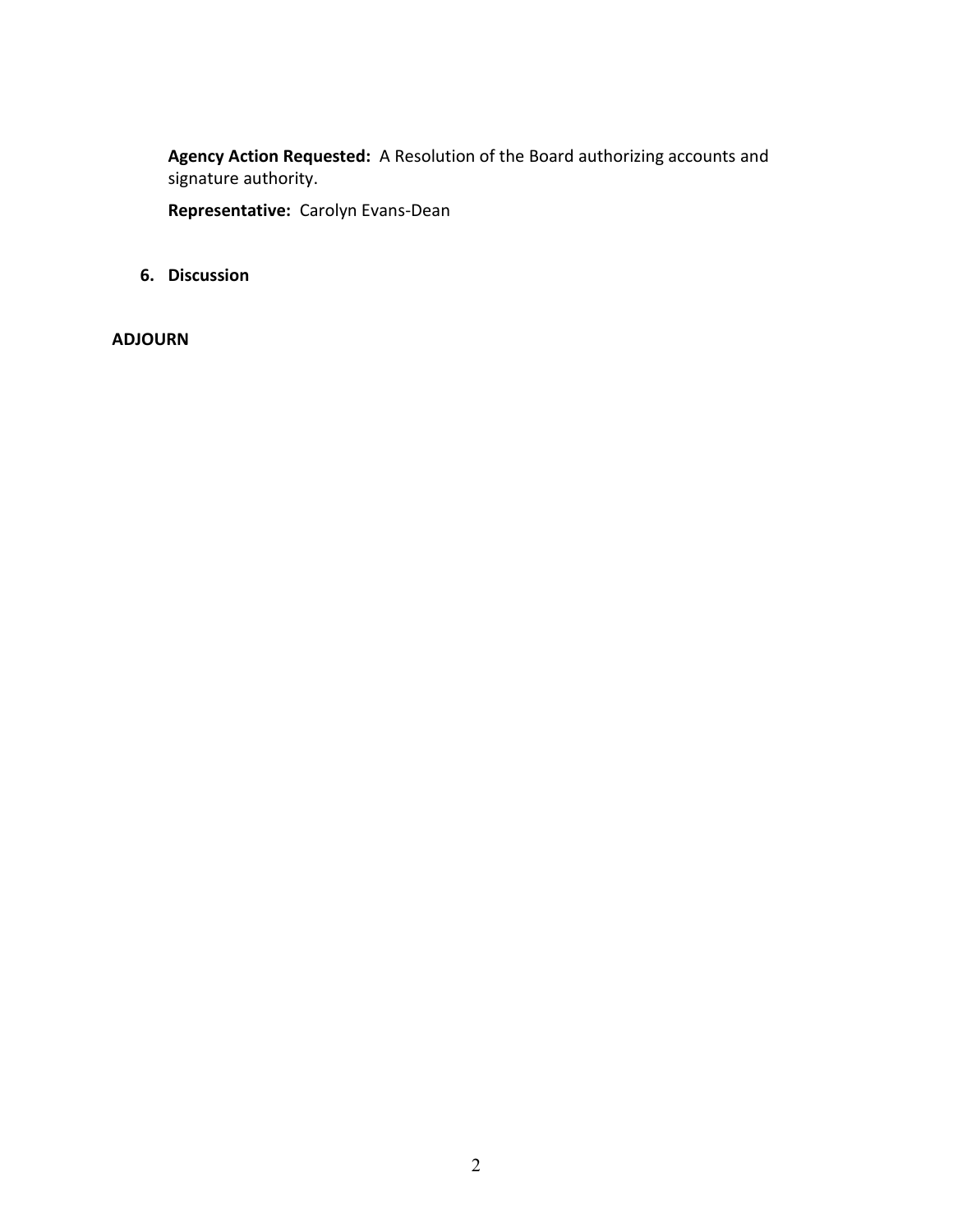**Agency Action Requested:** A Resolution of the Board authorizing accounts and signature authority.

**Representative:** Carolyn Evans-Dean

6. **Discussion**

**ADJOURN**